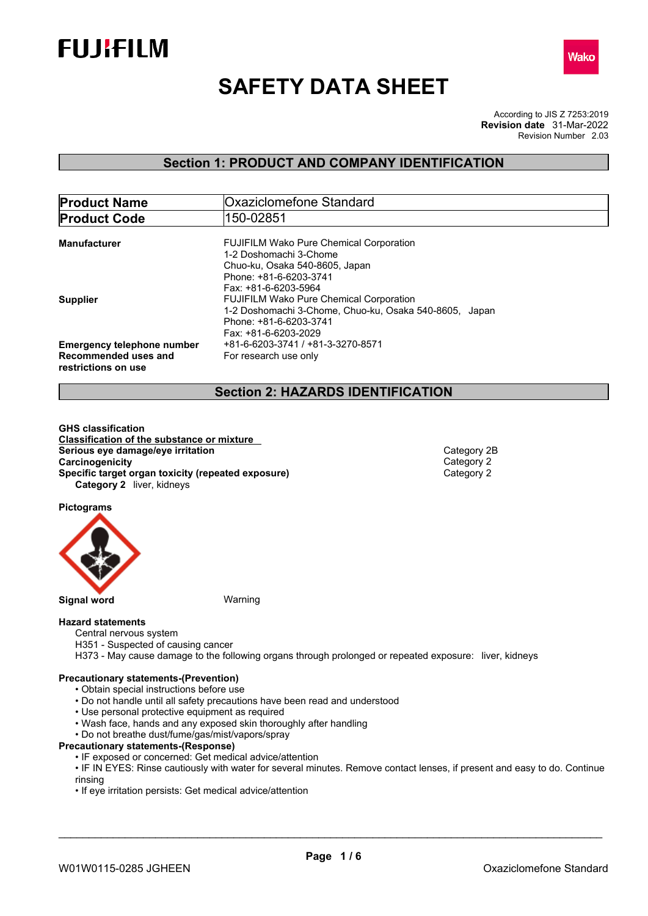FUJIFILM

Wako

# SAFETY DATA SHEET

According to JIS Z 7253:2019
**Revision date** 31-Mar-2022
Revision Number 2.03

## Section 1: PRODUCT AND COMPANY IDENTIFICATION

| **Product Name** | Oxaziclomefone Standard |
|---|---|
| **Product Code** | 150-02851 |

**Manufacturer**
FUJIFILM Wako Pure Chemical Corporation
1-2 Doshomachi 3-Chome
Chuo-ku, Osaka 540-8605, Japan
Phone: +81-6-6203-3741
Fax: +81-6-6203-5964

**Supplier**
FUJIFILM Wako Pure Chemical Corporation
1-2 Doshomachi 3-Chome, Chuo-ku, Osaka 540-8605, Japan
Phone: +81-6-6203-3741
Fax: +81-6-6203-2029

**Emergency telephone number** +81-6-6203-3741 / +81-3-3270-8571

**Recommended uses and restrictions on use** For research use only

## Section 2: HAZARDS IDENTIFICATION

**GHS classification**

**Classification of the substance or mixture**

| | |
|---|---|
| **Serious eye damage/eye irritation** | Category 2B |
| **Carcinogenicity** | Category 2 |
| **Specific target organ toxicity (repeated exposure)** | Category 2 |

**Category 2** liver, kidneys

**Pictograms**

**Signal word** Warning

**Hazard statements**

Central nervous system
H351 - Suspected of causing cancer
H373 - May cause damage to the following organs through prolonged or repeated exposure: liver, kidneys

**Precautionary statements-(Prevention)**

- Obtain special instructions before use
- Do not handle until all safety precautions have been read and understood
- Use personal protective equipment as required
- Wash face, hands and any exposed skin thoroughly after handling
- Do not breathe dust/fume/gas/mist/vapors/spray

**Precautionary statements-(Response)**

- IF exposed or concerned: Get medical advice/attention
- IF IN EYES: Rinse cautiously with water for several minutes. Remove contact lenses, if present and easy to do. Continue rinsing
- If eye irritation persists: Get medical advice/attention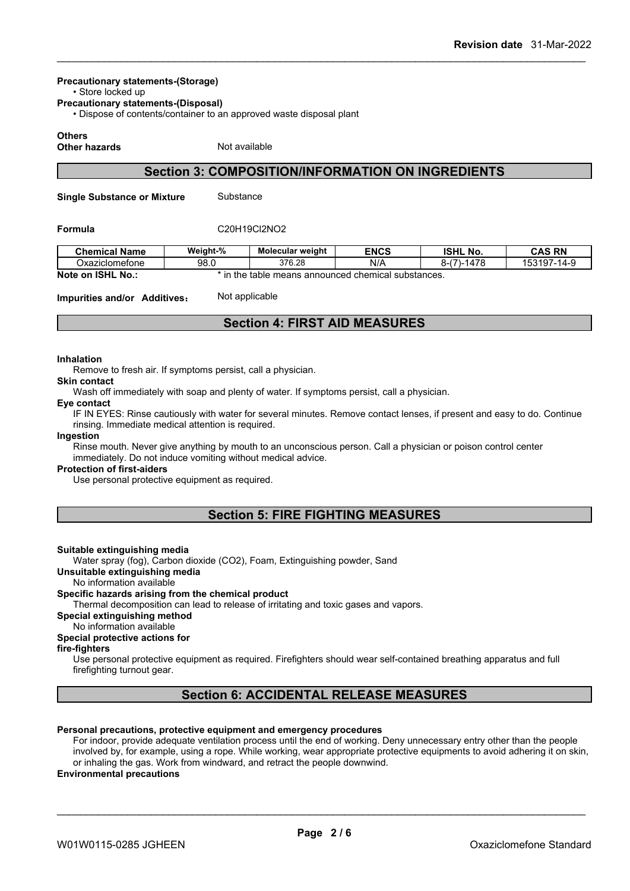**Precautionary statements-(Storage)**

• Store locked up

**Precautionary statements-(Disposal)**

• Dispose of contents/container to an approved waste disposal plant

**Others**

**Other hazards** Not available

## Section 3: COMPOSITION/INFORMATION ON INGREDIENTS

**Single Substance or Mixture** Substance

**Formula** $C_{20}H_{19}Cl_2NO_2$

| Chemical Name | Weight-% | Molecular weight | ENCS | ISHL No. | CAS RN |
|---|---|---|---|---|---|
| Oxaziclomefone | 98.0 | 376.28 | N/A | 8-(7)-1478 | 153197-14-9 |

**Note on ISHL No.:** * in the table means announced chemical substances.

**Impurities and/or Additives:** Not applicable

## Section 4: FIRST AID MEASURES

**Inhalation**

Remove to fresh air. If symptoms persist, call a physician.

**Skin contact**

Wash off immediately with soap and plenty of water. If symptoms persist, call a physician.

**Eye contact**

IF IN EYES: Rinse cautiously with water for several minutes. Remove contact lenses, if present and easy to do. Continue rinsing. Immediate medical attention is required.

**Ingestion**

Rinse mouth. Never give anything by mouth to an unconscious person. Call a physician or poison control center immediately. Do not induce vomiting without medical advice.

**Protection of first-aiders**

Use personal protective equipment as required.

## Section 5: FIRE FIGHTING MEASURES

**Suitable extinguishing media**

Water spray (fog), Carbon dioxide ($CO_2$), Foam, Extinguishing powder, Sand

**Unsuitable extinguishing media**

No information available

**Specific hazards arising from the chemical product**

Thermal decomposition can lead to release of irritating and toxic gases and vapors.

**Special extinguishing method**

No information available

**Special protective actions for fire-fighters**

Use personal protective equipment as required. Firefighters should wear self-contained breathing apparatus and full firefighting turnout gear.

## Section 6: ACCIDENTAL RELEASE MEASURES

**Personal precautions, protective equipment and emergency procedures**

For indoor, provide adequate ventilation process until the end of working. Deny unnecessary entry other than the people involved by, for example, using a rope. While working, wear appropriate protective equipments to avoid adhering it on skin, or inhaling the gas. Work from windward, and retract the people downwind.

**Environmental precautions**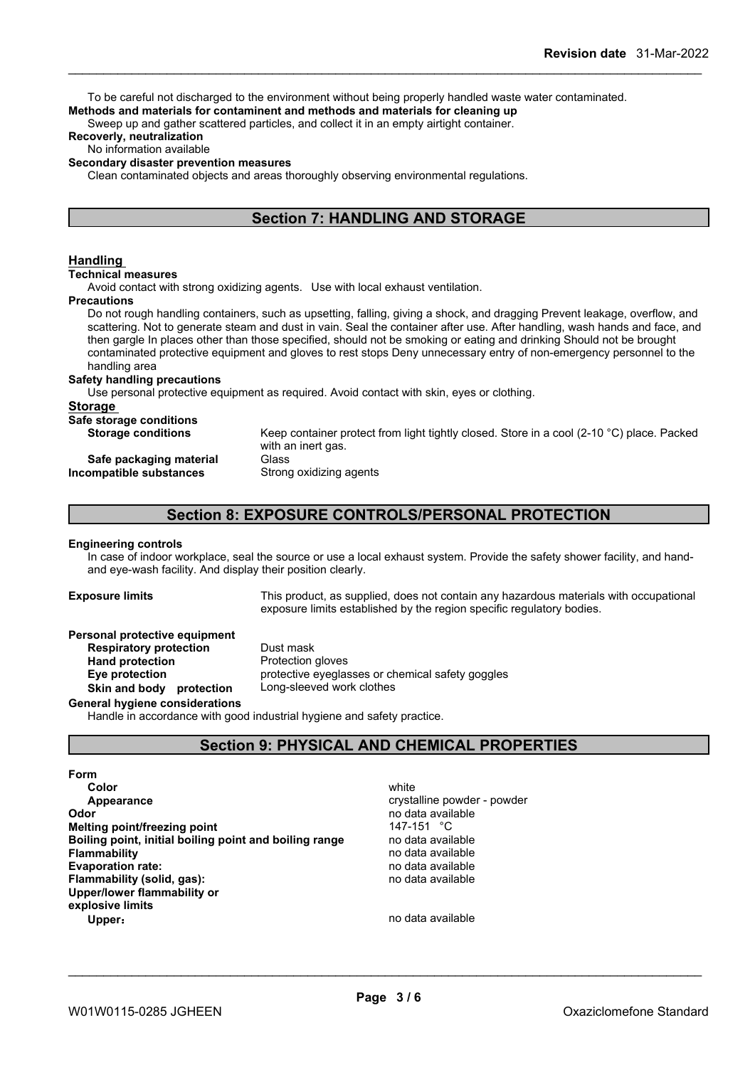To be careful not discharged to the environment without being properly handled waste water contaminated.

**Methods and materials for contaminent and methods and materials for cleaning up**

Sweep up and gather scattered particles, and collect it in an empty airtight container.

**Recoverly, neutralization**

No information available

**Secondary disaster prevention measures**

Clean contaminated objects and areas thoroughly observing environmental regulations.

## Section 7: HANDLING AND STORAGE

### Handling

**Technical measures**

Avoid contact with strong oxidizing agents. Use with local exhaust ventilation.

**Precautions**

Do not rough handling containers, such as upsetting, falling, giving a shock, and dragging Prevent leakage, overflow, and scattering. Not to generate steam and dust in vain. Seal the container after use. After handling, wash hands and face, and then gargle In places other than those specified, should not be smoking or eating and drinking Should not be brought contaminated protective equipment and gloves to rest stops Deny unnecessary entry of non-emergency personnel to the handling area

**Safety handling precautions**

Use personal protective equipment as required. Avoid contact with skin, eyes or clothing.

### Storage

**Safe storage conditions**

| | |
|---|---|
| **Storage conditions** | Keep container protect from light tightly closed. Store in a cool (2-10 °C) place. Packed with an inert gas. |
| **Safe packaging material** | Glass |
| **Incompatible substances** | Strong oxidizing agents |

## Section 8: EXPOSURE CONTROLS/PERSONAL PROTECTION

**Engineering controls**

In case of indoor workplace, seal the source or use a local exhaust system. Provide the safety shower facility, and hand-and eye-wash facility. And display their position clearly.

**Exposure limits** This product, as supplied, does not contain any hazardous materials with occupational exposure limits established by the region specific regulatory bodies.

**Personal protective equipment**

| | |
|---|---|
| **Respiratory protection** | Dust mask |
| **Hand protection** | Protection gloves |
| **Eye protection** | protective eyeglasses or chemical safety goggles |
| **Skin and body protection** | Long-sleeved work clothes |

**General hygiene considerations**

Handle in accordance with good industrial hygiene and safety practice.

## Section 9: PHYSICAL AND CHEMICAL PROPERTIES

| | |
|---|---|
| **Form** | |
| **Color** | white |
| **Appearance** | crystalline powder - powder |
| **Odor** | no data available |
| **Melting point/freezing point** | 147-151 °C |
| **Boiling point, initial boiling point and boiling range** | no data available |
| **Flammability** | no data available |
| **Evaporation rate:** | no data available |
| **Flammability (solid, gas):** | no data available |
| **Upper/lower flammability or explosive limits** | |
| **Upper:** | no data available |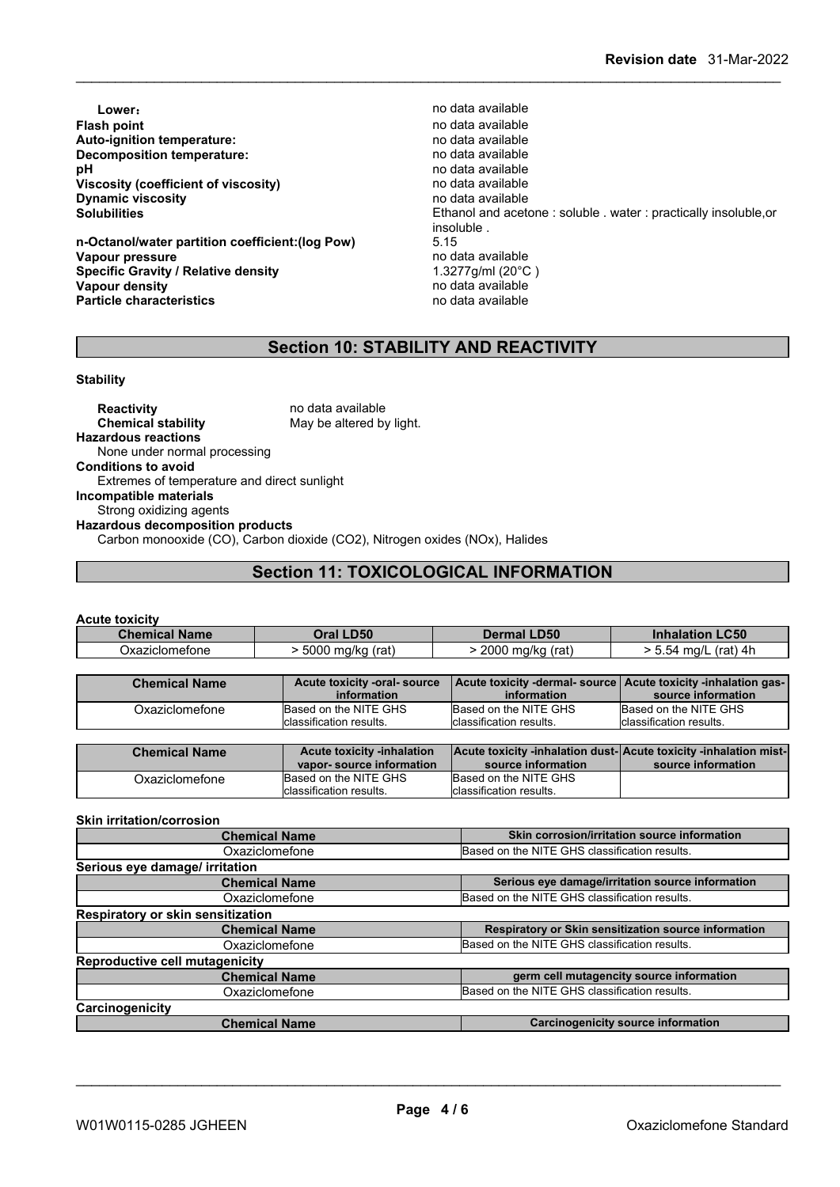| | |
|---|---|
| **Lower**： | no data available |
| **Flash point** | no data available |
| **Auto-ignition temperature:** | no data available |
| **Decomposition temperature:** | no data available |
| **pH** | no data available |
| **Viscosity (coefficient of viscosity)** | no data available |
| **Dynamic viscosity** | no data available |
| **Solubilities** | Ethanol and acetone : soluble . water : practically insoluble,or insoluble . |
| **n-Octanol/water partition coefficient:(log Pow)** | 5.15 |
| **Vapour pressure** | no data available |
| **Specific Gravity / Relative density** | 1.3277g/ml (20°C ) |
| **Vapour density** | no data available |
| **Particle characteristics** | no data available |

## Section 10: STABILITY AND REACTIVITY

**Stability**

**Reactivity** no data available

**Chemical stability** May be altered by light.

**Hazardous reactions**

None under normal processing

**Conditions to avoid**

Extremes of temperature and direct sunlight

**Incompatible materials**

Strong oxidizing agents

**Hazardous decomposition products**

Carbon monooxide (CO), Carbon dioxide ($CO_2$), Nitrogen oxides (NOx), Halides

## Section 11: TOXICOLOGICAL INFORMATION

**Acute toxicity**

| Chemical Name | Oral LD50 | Dermal LD50 | Inhalation LC50 |
|---|---|---|---|
| Oxaziclomefone | > 5000 mg/kg (rat) | > 2000 mg/kg (rat) | > 5.54 mg/L (rat) 4h |

| Chemical Name | Acute toxicity -oral- source information | Acute toxicity -dermal- source information | Acute toxicity -inhalation gas- source information |
|---|---|---|---|
| Oxaziclomefone | Based on the NITE GHS classification results. | Based on the NITE GHS classification results. | Based on the NITE GHS classification results. |

| Chemical Name | Acute toxicity -inhalation vapor- source information | Acute toxicity -inhalation dust- source information | Acute toxicity -inhalation mist- source information |
|---|---|---|---|
| Oxaziclomefone | Based on the NITE GHS classification results. | Based on the NITE GHS classification results. | |

**Skin irritation/corrosion**

| Chemical Name | Skin corrosion/irritation source information |
|---|---|
| Oxaziclomefone | Based on the NITE GHS classification results. |

**Serious eye damage/ irritation**

| Chemical Name | Serious eye damage/irritation source information |
|---|---|
| Oxaziclomefone | Based on the NITE GHS classification results. |

**Respiratory or skin sensitization**

| Chemical Name | Respiratory or Skin sensitization source information |
|---|---|
| Oxaziclomefone | Based on the NITE GHS classification results. |

**Reproductive cell mutagenicity**

| Chemical Name | germ cell mutagencity source information |
|---|---|
| Oxaziclomefone | Based on the NITE GHS classification results. |

**Carcinogenicity**

| Chemical Name | Carcinogenicity source information |
|---|---|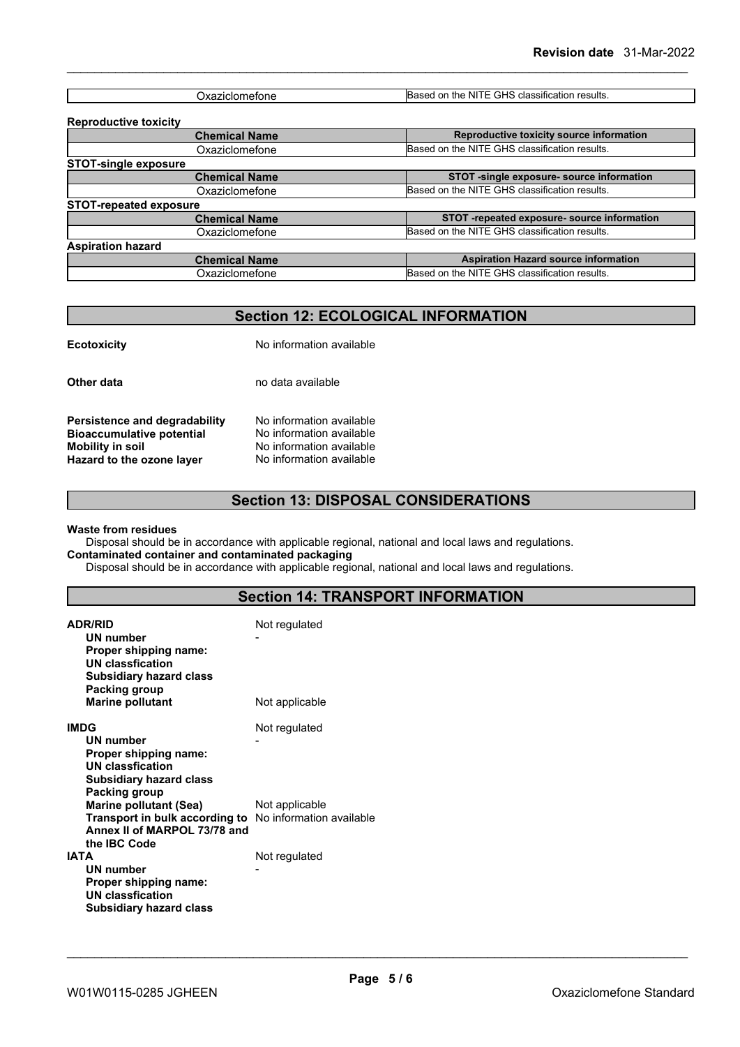| Oxaziclomefone | Based on the NITE GHS classification results. |
|---|---|

**Reproductive toxicity**

| Chemical Name | Reproductive toxicity source information |
|---|---|
| Oxaziclomefone | Based on the NITE GHS classification results. |

**STOT-single exposure**

| Chemical Name | STOT -single exposure- source information |
|---|---|
| Oxaziclomefone | Based on the NITE GHS classification results. |

**STOT-repeated exposure**

| Chemical Name | STOT -repeated exposure- source information |
|---|---|
| Oxaziclomefone | Based on the NITE GHS classification results. |

**Aspiration hazard**

| Chemical Name | Aspiration Hazard source information |
|---|---|
| Oxaziclomefone | Based on the NITE GHS classification results. |

## Section 12: ECOLOGICAL INFORMATION

**Ecotoxicity** No information available

**Other data** no data available

**Persistence and degradability** No information available
**Bioaccumulative potential** No information available
**Mobility in soil** No information available
**Hazard to the ozone layer** No information available

## Section 13: DISPOSAL CONSIDERATIONS

**Waste from residues**
Disposal should be in accordance with applicable regional, national and local laws and regulations.
**Contaminated container and contaminated packaging**
Disposal should be in accordance with applicable regional, national and local laws and regulations.

## Section 14: TRANSPORT INFORMATION

**ADR/RID** Not regulated
**UN number** -
**Proper shipping name:**
**UN classfication**
**Subsidiary hazard class**
**Packing group**
**Marine pollutant** Not applicable

**IMDG** Not regulated
**UN number** -
**Proper shipping name:**
**UN classfication**
**Subsidiary hazard class**
**Packing group**
**Marine pollutant (Sea)** Not applicable
**Transport in bulk according to Annex II of MARPOL 73/78 and the IBC Code** No information available

**IATA** Not regulated
**UN number** -
**Proper shipping name:**
**UN classfication**
**Subsidiary hazard class**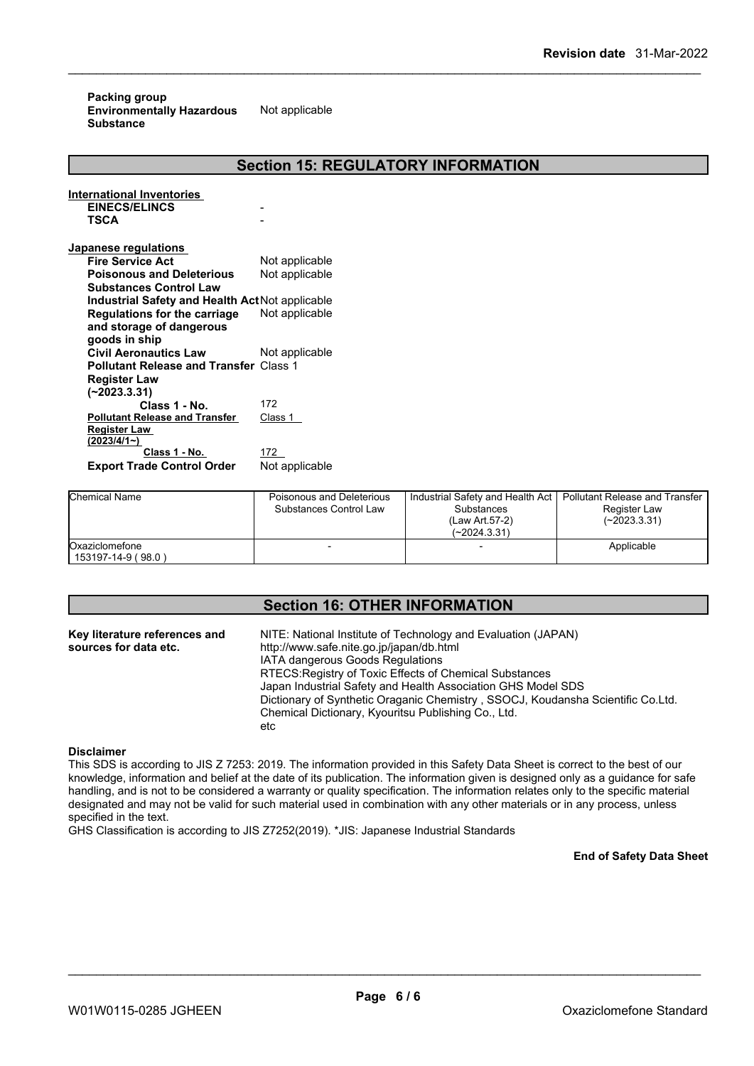**Packing group**

**Environmentally Hazardous Substance** Not applicable

## Section 15: REGULATORY INFORMATION

**International Inventories**

| | |
|---|---|
| **EINECS/ELINCS** | - |
| **TSCA** | - |

**Japanese regulations**

| | |
|---|---|
| **Fire Service Act** | Not applicable |
| **Poisonous and Deleterious Substances Control Law** | Not applicable |
| **Industrial Safety and Health Act** | Not applicable |
| **Regulations for the carriage and storage of dangerous goods in ship** | Not applicable |
| **Civil Aeronautics Law** | Not applicable |
| **Pollutant Release and Transfer Register Law (~2023.3.31)** | Class 1 |
| **Class 1 - No.** | 172 |
| **Pollutant Release and Transfer Register Law (2023/4/1~)** | Class 1 |
| **Class 1 - No.** | 172 |
| **Export Trade Control Order** | Not applicable |

| Chemical Name | Poisonous and Deleterious Substances Control Law | Industrial Safety and Health Act Substances (Law Art.57-2) (~2024.3.31) | Pollutant Release and Transfer Register Law (~2023.3.31) |
|---|---|---|---|
| Oxaziclomefone 153197-14-9 ( 98.0 ) | - | - | Applicable |

## Section 16: OTHER INFORMATION

**Key literature references and sources for data etc.**

NITE: National Institute of Technology and Evaluation (JAPAN)
http://www.safe.nite.go.jp/japan/db.html
IATA dangerous Goods Regulations
RTECS:Registry of Toxic Effects of Chemical Substances
Japan Industrial Safety and Health Association GHS Model SDS
Dictionary of Synthetic Oraganic Chemistry , SSOCJ, Koudansha Scientific Co.Ltd.
Chemical Dictionary, Kyouritsu Publishing Co., Ltd.
etc

**Disclaimer**

This SDS is according to JIS Z 7253: 2019. The information provided in this Safety Data Sheet is correct to the best of our knowledge, information and belief at the date of its publication. The information given is designed only as a guidance for safe handling, and is not to be considered a warranty or quality specification. The information relates only to the specific material designated and may not be valid for such material used in combination with any other materials or in any process, unless specified in the text.

GHS Classification is according to JIS Z7252(2019). *JIS: Japanese Industrial Standards

**End of Safety Data Sheet**